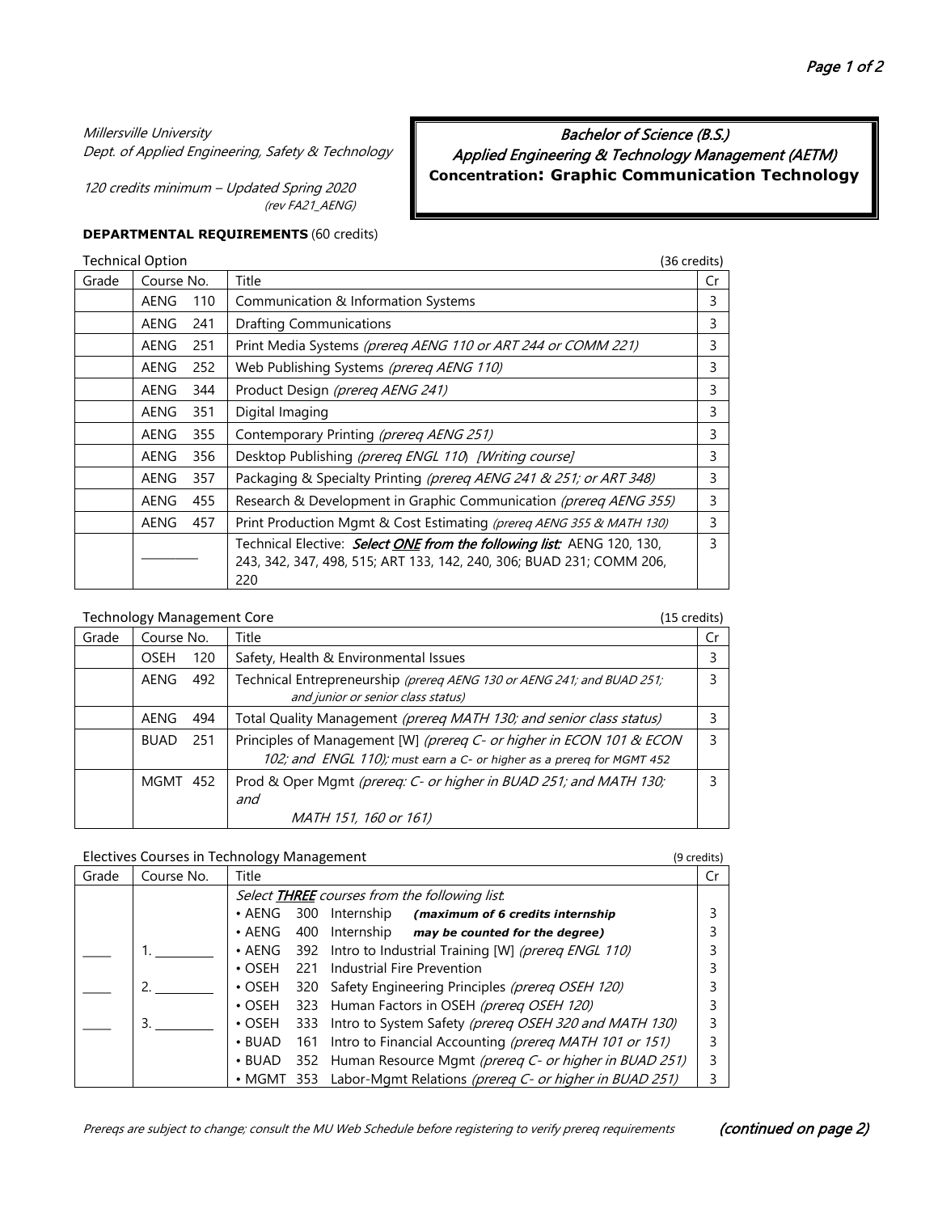*Millersville University*
*Dept. of Applied Engineering, Safety & Technology*

*120 credits minimum – Updated Spring 2020*
*(rev FA21_AENG)*

# *Bachelor of Science (B.S.)*
## *Applied Engineering & Technology Management (AETM)*
## **Concentration: Graphic Communication Technology**

**DEPARTMENTAL REQUIREMENTS** (60 credits)

Technical Option (36 credits)

| Grade | Course No. | Title | Cr |
|---|---|---|---|
| | AENG 110 | Communication & Information Systems | 3 |
| | AENG 241 | Drafting Communications | 3 |
| | AENG 251 | Print Media Systems *(prereq AENG 110 or ART 244 or COMM 221)* | 3 |
| | AENG 252 | Web Publishing Systems *(prereq AENG 110)* | 3 |
| | AENG 344 | Product Design *(prereq AENG 241)* | 3 |
| | AENG 351 | Digital Imaging | 3 |
| | AENG 355 | Contemporary Printing *(prereq AENG 251)* | 3 |
| | AENG 356 | Desktop Publishing *(prereq ENGL 110)* *[Writing course]* | 3 |
| | AENG 357 | Packaging & Specialty Printing *(prereq AENG 241 & 251; or ART 348)* | 3 |
| | AENG 455 | Research & Development in Graphic Communication *(prereq AENG 355)* | 3 |
| | AENG 457 | Print Production Mgmt & Cost Estimating *(prereq AENG 355 & MATH 130)* | 3 |
| | _________ | Technical Elective: ***Select ONE from the following list:*** AENG 120, 130, 243, 342, 347, 498, 515; ART 133, 142, 240, 306; BUAD 231; COMM 206, 220 | 3 |

Technology Management Core (15 credits)

| Grade | Course No. | Title | Cr |
|---|---|---|---|
| | OSEH 120 | Safety, Health & Environmental Issues | 3 |
| | AENG 492 | Technical Entrepreneurship *(prereq AENG 130 or AENG 241; and BUAD 251; and junior or senior class status)* | 3 |
| | AENG 494 | Total Quality Management *(prereq MATH 130; and senior class status)* | 3 |
| | BUAD 251 | Principles of Management [W] *(prereq C- or higher in ECON 101 & ECON 102; and ENGL 110); must earn a C- or higher as a prereq for MGMT 452* | 3 |
| | MGMT 452 | Prod & Oper Mgmt *(prereq: C- or higher in BUAD 251; and MATH 130; and MATH 151, 160 or 161)* | 3 |

Electives Courses in Technology Management (9 credits)

| Grade | Course No. | Title | Cr |
|---|---|---|---|
| | | *Select **THREE** courses from the following list:* | |
| | | • AENG 300 Internship **(maximum of 6 credits internship** | 3 |
| | | • AENG 400 Internship **may be counted for the degree)** | 3 |
| ____ | 1. _________ | • AENG 392 Intro to Industrial Training [W] *(prereq ENGL 110)* | 3 |
| | | • OSEH 221 Industrial Fire Prevention | 3 |
| ____ | 2. _________ | • OSEH 320 Safety Engineering Principles *(prereq OSEH 120)* | 3 |
| | | • OSEH 323 Human Factors in OSEH *(prereq OSEH 120)* | 3 |
| ____ | 3. _________ | • OSEH 333 Intro to System Safety *(prereq OSEH 320 and MATH 130)* | 3 |
| | | • BUAD 161 Intro to Financial Accounting *(prereq MATH 101 or 151)* | 3 |
| | | • BUAD 352 Human Resource Mgmt *(prereq C- or higher in BUAD 251)* | 3 |
| | | • MGMT 353 Labor-Mgmt Relations *(prereq C- or higher in BUAD 251)* | 3 |

*Prereqs are subject to change; consult the MU Web Schedule before registering to verify prereq requirements* ***(continued on page 2)***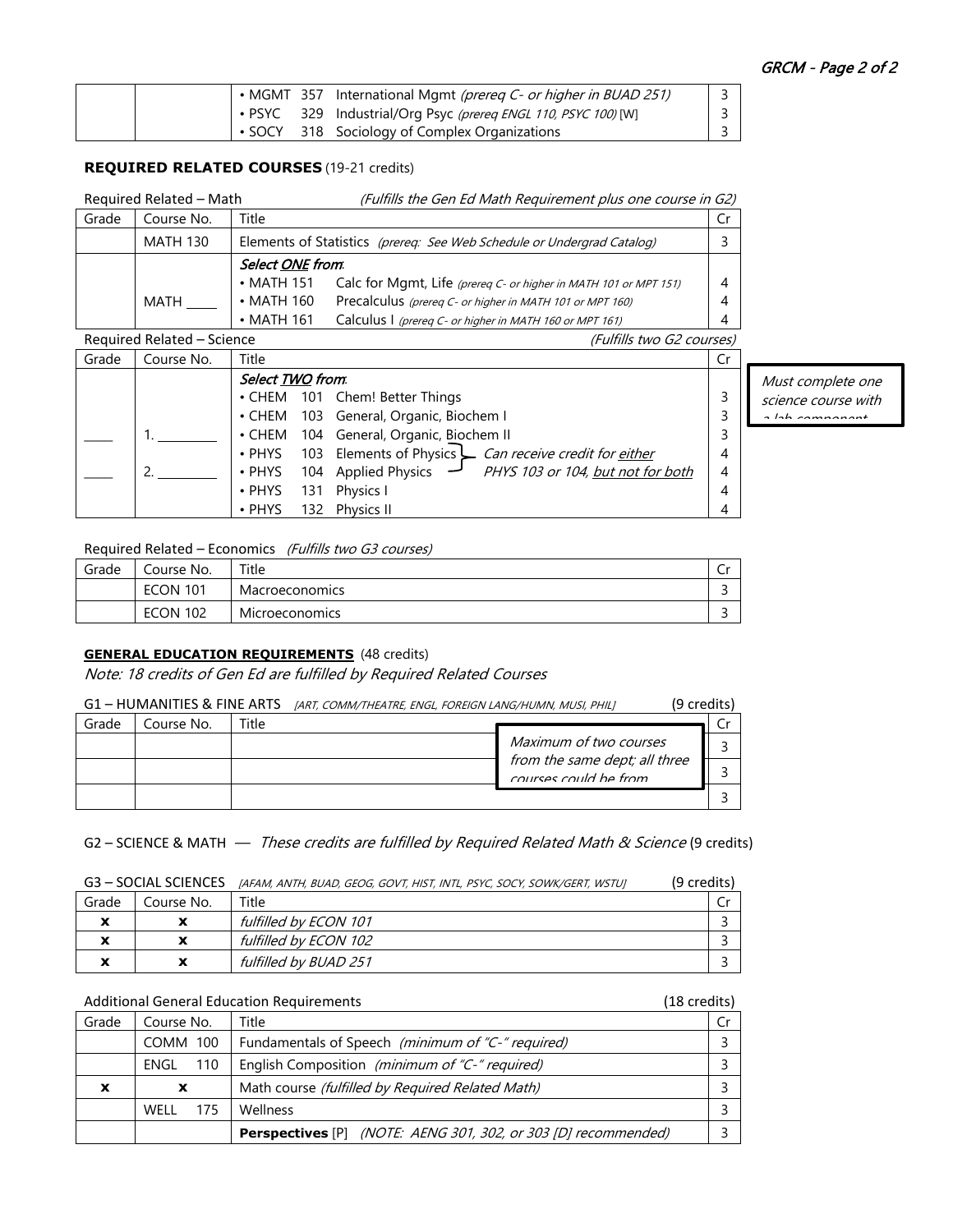| | | Course | Cr |
|---|---|---|---|
| | | • MGMT 357 International Mgmt *(prereq C- or higher in BUAD 251)* | 3 |
| | | • PSYC 329 Industrial/Org Psyc *(prereq ENGL 110, PSYC 100)* [W] | 3 |
| | | • SOCY 318 Sociology of Complex Organizations | 3 |

**REQUIRED RELATED COURSES** (19-21 credits)

Required Related – Math *(Fulfills the Gen Ed Math Requirement plus one course in G2)*

| Grade | Course No. | Title | Cr |
|---|---|---|---|
| | MATH 130 | Elements of Statistics *(prereq: See Web Schedule or Undergrad Catalog)* | 3 |
| | MATH ____ | ***Select ONE from:*** | |
| | | • MATH 151 Calc for Mgmt, Life *(prereq C- or higher in MATH 101 or MPT 151)* | 4 |
| | | • MATH 160 Precalculus *(prereq C- or higher in MATH 101 or MPT 160)* | 4 |
| | | • MATH 161 Calculus I *(prereq C- or higher in MATH 160 or MPT 161)* | 4 |

Required Related – Science *(Fulfills two G2 courses)*

| Grade | Course No. | Title | Cr |
|---|---|---|---|
| | | ***Select TWO from:*** | |
| | | • CHEM 101 Chem! Better Things | 3 |
| | | • CHEM 103 General, Organic, Biochem I | 3 |
| ____ | 1. ________ | • CHEM 104 General, Organic, Biochem II | 3 |
| | | • PHYS 103 Elements of Physics — *Can receive credit for either PHYS 103 or 104, but not for both* | 4 |
| ____ | 2. ________ | • PHYS 104 Applied Physics | 4 |
| | | • PHYS 131 Physics I | 4 |
| | | • PHYS 132 Physics II | 4 |

*Must complete one science course with a lab component*

Required Related – Economics *(Fulfills two G3 courses)*

| Grade | Course No. | Title | Cr |
|---|---|---|---|
| | ECON 101 | Macroeconomics | 3 |
| | ECON 102 | Microeconomics | 3 |

**GENERAL EDUCATION REQUIREMENTS** (48 credits)

*Note: 18 credits of Gen Ed are fulfilled by Required Related Courses*

G1 – HUMANITIES & FINE ARTS *[ART, COMM/THEATRE, ENGL, FOREIGN LANG/HUMN, MUSI, PHIL]* (9 credits)

| Grade | Course No. | Title | Cr |
|---|---|---|---|
| | | | 3 |
| | | | 3 |
| | | | 3 |

*Maximum of two courses from the same dept; all three courses could be from*

G2 – SCIENCE & MATH — *These credits are fulfilled by Required Related Math & Science* (9 credits)

G3 – SOCIAL SCIENCES *[AFAM, ANTH, BUAD, GEOG, GOVT, HIST, INTL, PSYC, SOCY, SOWK/GERT, WSTU]* (9 credits)

| Grade | Course No. | Title | Cr |
|---|---|---|---|
| **x** | **x** | *fulfilled by ECON 101* | 3 |
| **x** | **x** | *fulfilled by ECON 102* | 3 |
| **x** | **x** | *fulfilled by BUAD 251* | 3 |

Additional General Education Requirements (18 credits)

| Grade | Course No. | Title | Cr |
|---|---|---|---|
| | COMM 100 | Fundamentals of Speech *(minimum of "C-" required)* | 3 |
| | ENGL 110 | English Composition *(minimum of "C-" required)* | 3 |
| **x** | **x** | Math course *(fulfilled by Required Related Math)* | 3 |
| | WELL 175 | Wellness | 3 |
| | | **Perspectives** [P] *(NOTE: AENG 301, 302, or 303 [D] recommended)* | 3 |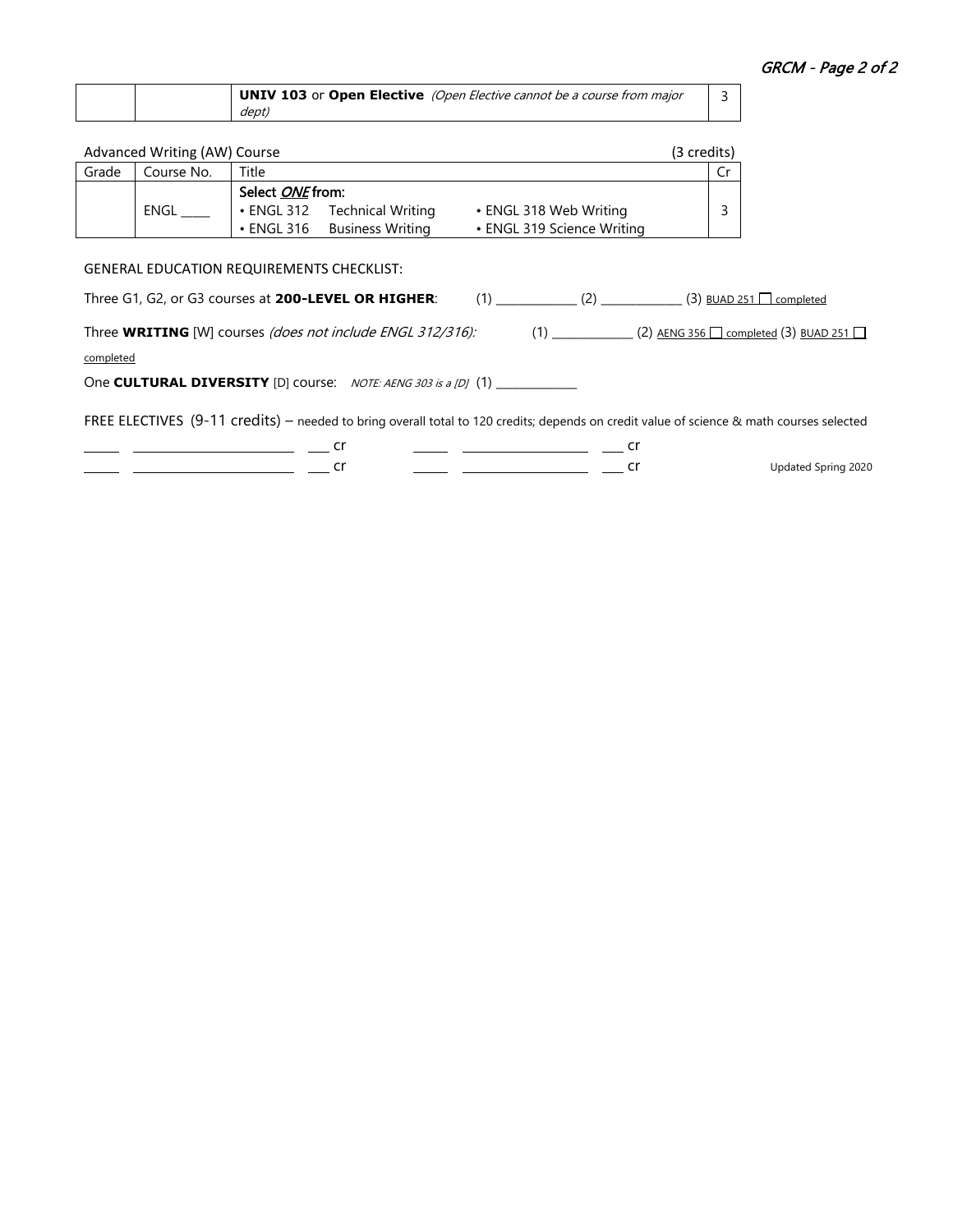| | | | |
|---|---|---|---|
| | | **UNIV 103** or **Open Elective** *(Open Elective cannot be a course from major dept)* | 3 |

Advanced Writing (AW) Course (3 credits)

| Grade | Course No. | Title | Cr |
|---|---|---|---|
| | ENGL ____ | Select *ONE* from: • ENGL 312 Technical Writing • ENGL 316 Business Writing • ENGL 318 Web Writing • ENGL 319 Science Writing | 3 |

GENERAL EDUCATION REQUIREMENTS CHECKLIST:

Three G1, G2, or G3 courses at **200-LEVEL OR HIGHER**: (1) ____________ (2) ____________ (3) BUAD 251 ☐ completed

Three **WRITING** [W] courses *(does not include ENGL 312/316):* (1) ____________ (2) AENG 356 ☐ completed (3) BUAD 251 ☐ completed

One **CULTURAL DIVERSITY** [D] course: *NOTE: AENG 303 is a [D]* (1) ____________

FREE ELECTIVES (9-11 credits) – needed to bring overall total to 120 credits; depends on credit value of science & math courses selected

_____ ____________________ ___ cr _____ ____________________ ___ cr

_____ ____________________ ___ cr _____ ____________________ ___ cr

Updated Spring 2020